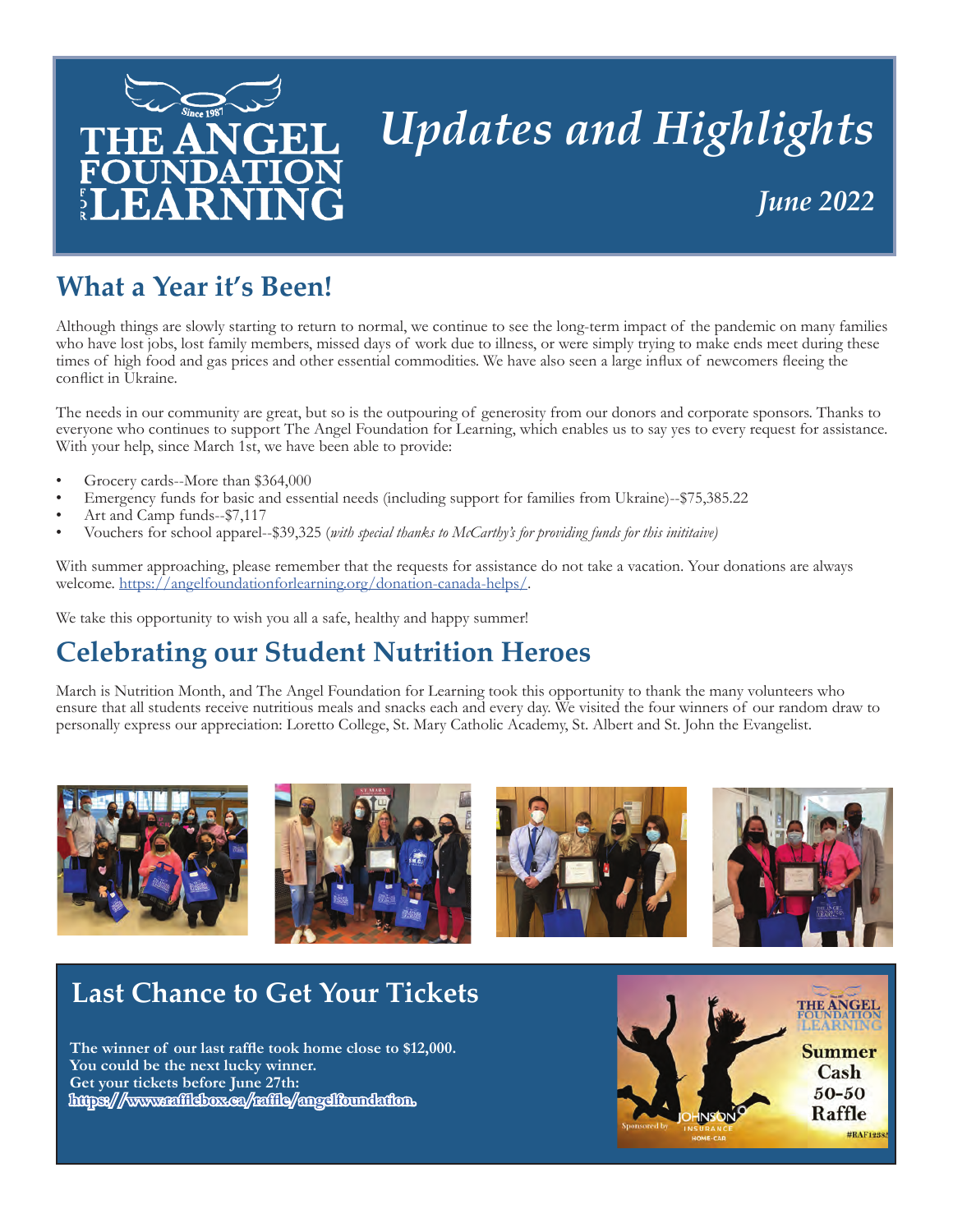# THE ANGEL FOUNDATION FOR LEARNING

Since 1987

# Updates and Highlights

*June 2022*

## What a Year it's Been!

Although things are slowly starting to return to normal, we continue to see the long-term impact of the pandemic on many families who have lost jobs, lost family members, missed days of work due to illness, or were simply trying to make ends meet during these times of high food and gas prices and other essential commodities. We have also seen a large influx of newcomers fleeing the conflict in Ukraine.

The needs in our community are great, but so is the outpouring of generosity from our donors and corporate sponsors. Thanks to everyone who continues to support The Angel Foundation for Learning, which enables us to say yes to every request for assistance. With your help, since March 1st, we have been able to provide:

- Grocery cards--More than $364,000
- Emergency funds for basic and essential needs (including support for families from Ukraine)--$75,385.22
- Art and Camp funds--$7,117
- Vouchers for school apparel--$39,325 (*with special thanks to McCarthy's for providing funds for this inititaive)*

With summer approaching, please remember that the requests for assistance do not take a vacation. Your donations are always welcome. https://angelfoundationforlearning.org/donation-canada-helps/.

We take this opportunity to wish you all a safe, healthy and happy summer!

## Celebrating our Student Nutrition Heroes

March is Nutrition Month, and The Angel Foundation for Learning took this opportunity to thank the many volunteers who ensure that all students receive nutritious meals and snacks each and every day. We visited the four winners of our random draw to personally express our appreciation: Loretto College, St. Mary Catholic Academy, St. Albert and St. John the Evangelist.

## Last Chance to Get Your Tickets

**The winner of our last raffle took home close to $12,000.**
**You could be the next lucky winner.**
**Get your tickets before June 27th:**
**https://www.rafflebox.ca/raffle/angelfoundation.**

THE ANGEL FOUNDATION FOR LEARNING
Summer Cash 50-50 Raffle
Sponsored by JOHNSON INSURANCE HOME-CAR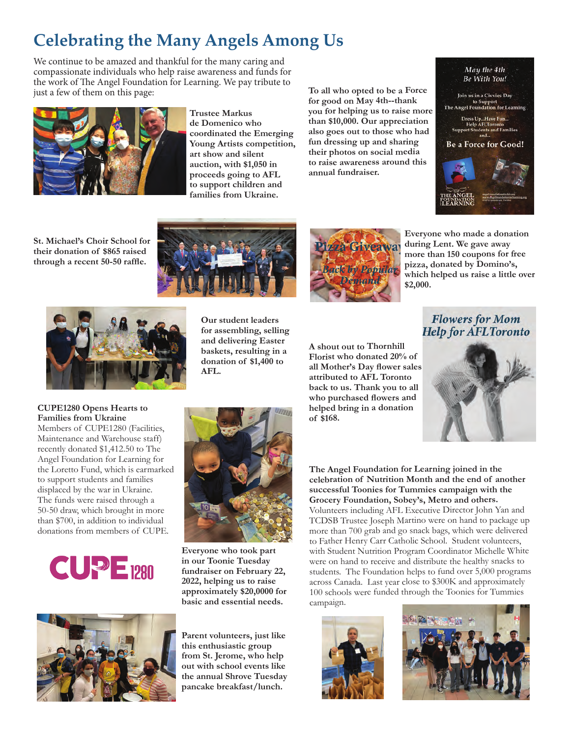# Celebrating the Many Angels Among Us

We continue to be amazed and thankful for the many caring and compassionate individuals who help raise awareness and funds for the work of The Angel Foundation for Learning. We pay tribute to just a few of them on this page:

**Trustee Markus de Domenico who coordinated the Emerging Young Artists competition, art show and silent auction, with $1,050 in proceeds going to AFL to support children and families from Ukraine.**

**To all who opted to be a Force for good on May 4th--thank you for helping us to raise more than $10,000. Our appreciation also goes out to those who had fun dressing up and sharing their photos on social media to raise awareness around this annual fundraiser.**

**St. Michael's Choir School for their donation of $865 raised through a recent 50-50 raffle.**

**Everyone who made a donation during Lent. We gave away more than 150 coupons for free pizza, donated by Domino's, which helped us raise a little over $2,000.**

**Our student leaders for assembling, selling and delivering Easter baskets, resulting in a donation of $1,400 to AFL.**

**A shout out to Thornhill Florist who donated 20% of all Mother's Day flower sales attributed to AFL Toronto back to us. Thank you to all who purchased flowers and helped bring in a donation of $168.**

**CUPE1280 Opens Hearts to Families from Ukraine**
Members of CUPE1280 (Facilities, Maintenance and Warehouse staff) recently donated $1,412.50 to The Angel Foundation for Learning for the Loretto Fund, which is earmarked to support students and families displaced by the war in Ukraine. The funds were raised through a 50-50 draw, which brought in more than $700, in addition to individual donations from members of CUPE.

**Everyone who took part in our Toonie Tuesday fundraiser on February 22, 2022, helping us to raise approximately $20,0000 for basic and essential needs.**

**The Angel Foundation for Learning joined in the celebration of Nutrition Month and the end of another successful Toonies for Tummies campaign with the Grocery Foundation, Sobey's, Metro and others.** Volunteers including AFL Executive Director John Yan and TCDSB Trustee Joseph Martino were on hand to package up more than 700 grab and go snack bags, which were delivered to Father Henry Carr Catholic School. Student volunteers, with Student Nutrition Program Coordinator Michelle White were on hand to receive and distribute the healthy snacks to students. The Foundation helps to fund over 5,000 programs across Canada. Last year close to $300K and approximately 100 schools were funded through the Toonies for Tummies campaign.

**Parent volunteers, just like this enthusiastic group from St. Jerome, who help out with school events like the annual Shrove Tuesday pancake breakfast/lunch.**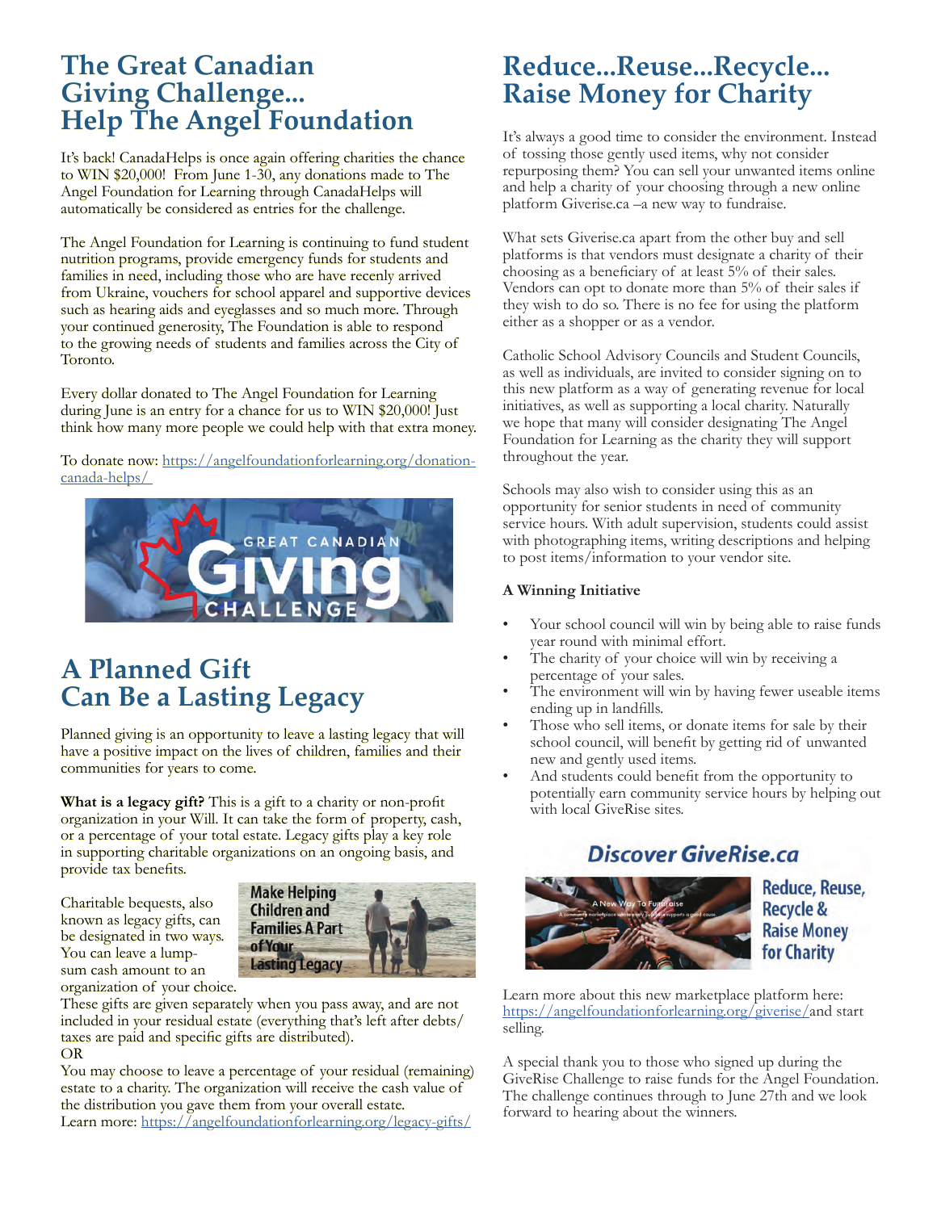## The Great Canadian Giving Challenge... Help The Angel Foundation

It's back! CanadaHelps is once again offering charities the chance to WIN $20,000! From June 1-30, any donations made to The Angel Foundation for Learning through CanadaHelps will automatically be considered as entries for the challenge.

The Angel Foundation for Learning is continuing to fund student nutrition programs, provide emergency funds for students and families in need, including those who are have recently arrived from Ukraine, vouchers for school apparel and supportive devices such as hearing aids and eyeglasses and so much more. Through your continued generosity, The Foundation is able to respond to the growing needs of students and families across the City of Toronto.

Every dollar donated to The Angel Foundation for Learning during June is an entry for a chance for us to WIN $20,000! Just think how many more people we could help with that extra money.

To donate now: https://angelfoundationforlearning.org/donation-canada-helps/

## A Planned Gift Can Be a Lasting Legacy

Planned giving is an opportunity to leave a lasting legacy that will have a positive impact on the lives of children, families and their communities for years to come.

**What is a legacy gift?** This is a gift to a charity or non-profit organization in your Will. It can take the form of property, cash, or a percentage of your total estate. Legacy gifts play a key role in supporting charitable organizations on an ongoing basis, and provide tax benefits.

Make Helping Children and Families A Part of Your Lasting Legacy

Charitable bequests, also known as legacy gifts, can be designated in two ways. You can leave a lump-sum cash amount to an organization of your choice. These gifts are given separately when you pass away, and are not included in your residual estate (everything that's left after debts/taxes are paid and specific gifts are distributed).
OR
You may choose to leave a percentage of your residual (remaining) estate to a charity. The organization will receive the cash value of the distribution you gave them from your overall estate.
Learn more: https://angelfoundationforlearning.org/legacy-gifts/

## Reduce...Reuse...Recycle... Raise Money for Charity

It's always a good time to consider the environment. Instead of tossing those gently used items, why not consider repurposing them? You can sell your unwanted items online and help a charity of your choosing through a new online platform Giverise.ca –a new way to fundraise.

What sets Giverise.ca apart from the other buy and sell platforms is that vendors must designate a charity of their choosing as a beneficiary of at least 5% of their sales. Vendors can opt to donate more than 5% of their sales if they wish to do so. There is no fee for using the platform either as a shopper or as a vendor.

Catholic School Advisory Councils and Student Councils, as well as individuals, are invited to consider signing on to this new platform as a way of generating revenue for local initiatives, as well as supporting a local charity. Naturally we hope that many will consider designating The Angel Foundation for Learning as the charity they will support throughout the year.

Schools may also wish to consider using this as an opportunity for senior students in need of community service hours. With adult supervision, students could assist with photographing items, writing descriptions and helping to post items/information to your vendor site.

**A Winning Initiative**

- Your school council will win by being able to raise funds year round with minimal effort.
- The charity of your choice will win by receiving a percentage of your sales.
- The environment will win by having fewer useable items ending up in landfills.
- Those who sell items, or donate items for sale by their school council, will benefit by getting rid of unwanted new and gently used items.
- And students could benefit from the opportunity to potentially earn community service hours by helping out with local GiveRise sites.

**Discover GiveRise.ca**

Reduce, Reuse, Recycle & Raise Money for Charity

Learn more about this new marketplace platform here: https://angelfoundationforlearning.org/giverise/and start selling.

A special thank you to those who signed up during the GiveRise Challenge to raise funds for the Angel Foundation. The challenge continues through to June 27th and we look forward to hearing about the winners.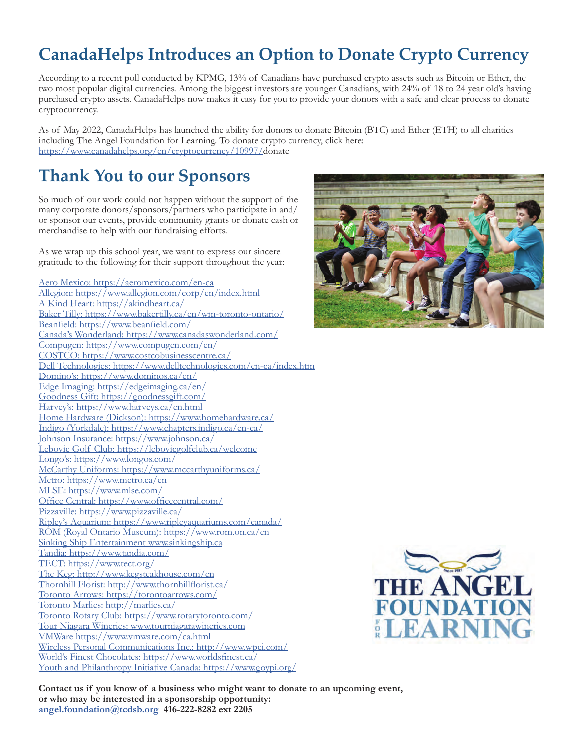## CanadaHelps Introduces an Option to Donate Crypto Currency

According to a recent poll conducted by KPMG, 13% of Canadians have purchased crypto assets such as Bitcoin or Ether, the two most popular digital currencies. Among the biggest investors are younger Canadians, with 24% of 18 to 24 year old's having purchased crypto assets. CanadaHelps now makes it easy for you to provide your donors with a safe and clear process to donate cryptocurrency.

As of May 2022, CanadaHelps has launched the ability for donors to donate Bitcoin (BTC) and Ether (ETH) to all charities including The Angel Foundation for Learning. To donate crypto currency, click here: https://www.canadahelps.org/en/cryptocurrency/10997/donate

## Thank You to our Sponsors

So much of our work could not happen without the support of the many corporate donors/sponsors/partners who participate in and/or sponsor our events, provide community grants or donate cash or merchandise to help with our fundraising efforts.

As we wrap up this school year, we want to express our sincere gratitude to the following for their support throughout the year:

Aero Mexico: https://aeromexico.com/en-ca
Allegion: https://www.allegion.com/corp/en/index.html
A Kind Heart: https://akindheart.ca/
Baker Tilly: https://www.bakertilly.ca/en/wm-toronto-ontario/
Beanfield: https://www.beanfield.com/
Canada's Wonderland: https://www.canadaswonderland.com/
Compugen: https://www.compugen.com/en/
COSTCO: https://www.costcobusinesscentre.ca/
Dell Technologies: https://www.delltechnologies.com/en-ca/index.htm
Domino's: https://www.dominos.ca/en/
Edge Imaging: https://edgeimaging.ca/en/
Goodness Gift: https://goodnessgift.com/
Harvey's: https://www.harveys.ca/en.html
Home Hardware (Dickson): https://www.homehardware.ca/
Indigo (Yorkdale): https://www.chapters.indigo.ca/en-ca/
Johnson Insurance: https://www.johnson.ca/
Lebovic Golf Club: https://lebovicgolfclub.ca/welcome
Longo's: https://www.longos.com/
McCarthy Uniforms: https://www.mccarthyuniforms.ca/
Metro: https://www.metro.ca/en
MLSE: https://www.mlse.com/
Office Central: https://www.officecentral.com/
Pizzaville: https://www.pizzaville.ca/
Ripley's Aquarium: https://www.ripleyaquariums.com/canada/
ROM (Royal Ontario Museum): https://www.rom.on.ca/en
Sinking Ship Entertainment www.sinkingship.ca
Tandia: https://www.tandia.com/
TECT: https://www.tect.org/
The Keg: http://www.kegsteakhouse.com/en
Thornhill Florist: http://www.thornhillflorist.ca/
Toronto Arrows: https://torontoarrows.com/
Toronto Marlies: http://marlies.ca/
Toronto Rotary Club: https://www.rotarytoronto.com/
Tour Niagara Wineries: www.tourniagarawineries.com
VMWare https://www.vmware.com/ca.html
Wireless Personal Communications Inc.: http://www.wpci.com/
World's Finest Chocolates: https://www.worldsfinest.ca/
Youth and Philanthropy Initiative Canada: https://www.goypi.org/

**Contact us if you know of a business who might want to donate to an upcoming event, or who may be interested in a sponsorship opportunity:**
**angel.foundation@tcdsb.org 416-222-8282 ext 2205**